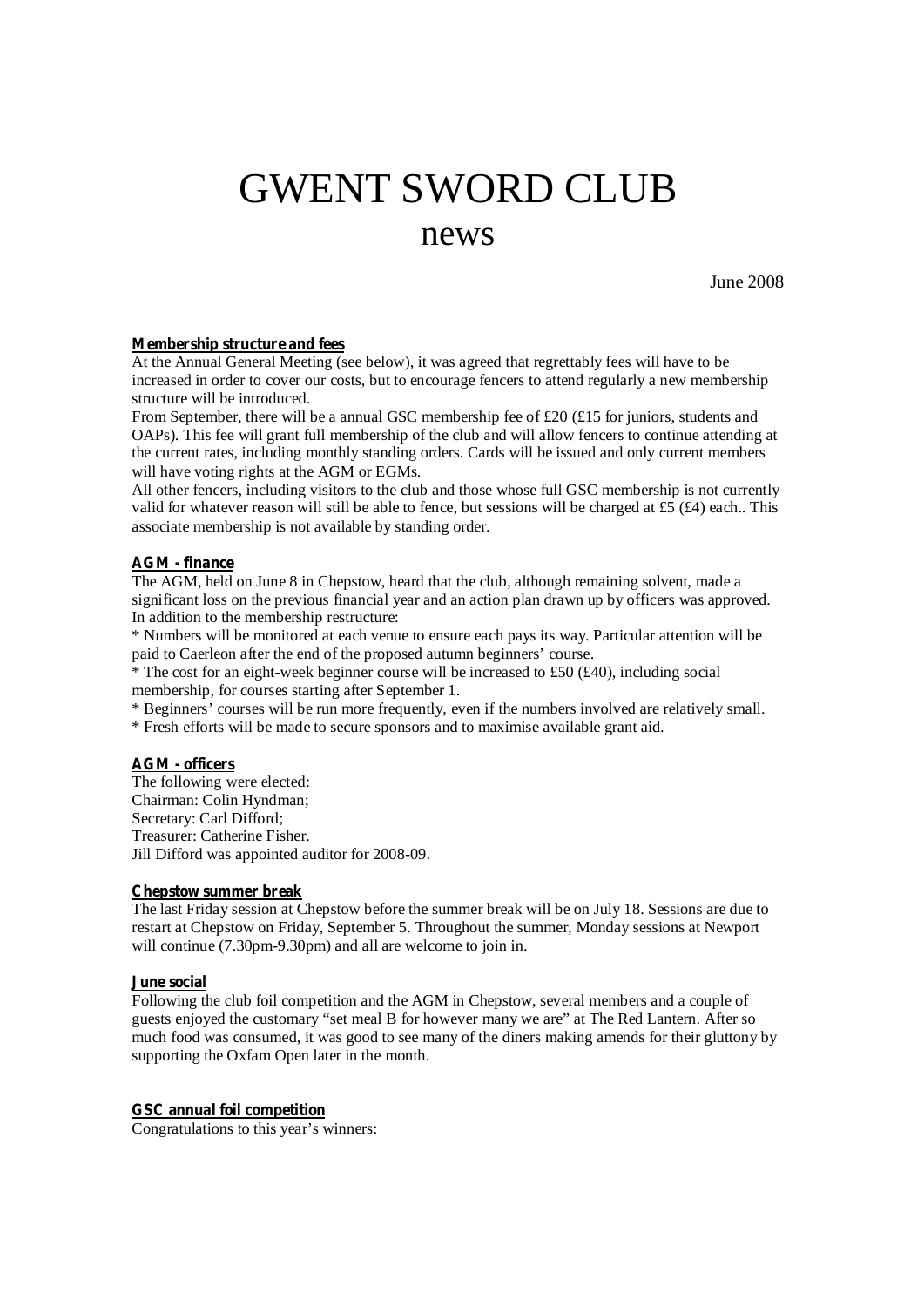# GWENT SWORD CLUB

## news

June 2008

**Membership structure and fees**

At the Annual General Meeting (see below), it was agreed that regrettably fees will have to be increased in order to cover our costs, but to encourage fencers to attend regularly a new membership structure will be introduced.

From September, there will be a annual GSC membership fee of £20 (£15 for juniors, students and OAPs). This fee will grant full membership of the club and will allow fencers to continue attending at the current rates, including monthly standing orders. Cards will be issued and only current members will have voting rights at the AGM or EGMs.

All other fencers, including visitors to the club and those whose full GSC membership is not currently valid for whatever reason will still be able to fence, but sessions will be charged at £5 (£4) each.. This associate membership is not available by standing order.

**AGM - finance**

The AGM, held on June 8 in Chepstow, heard that the club, although remaining solvent, made a significant loss on the previous financial year and an action plan drawn up by officers was approved. In addition to the membership restructure:

* Numbers will be monitored at each venue to ensure each pays its way. Particular attention will be paid to Caerleon after the end of the proposed autumn beginners' course.
* The cost for an eight-week beginner course will be increased to £50 (£40), including social membership, for courses starting after September 1.
* Beginners' courses will be run more frequently, even if the numbers involved are relatively small.
* Fresh efforts will be made to secure sponsors and to maximise available grant aid.

**AGM - officers**

The following were elected:
Chairman: Colin Hyndman;
Secretary: Carl Difford;
Treasurer: Catherine Fisher.
Jill Difford was appointed auditor for 2008-09.

**Chepstow summer break**

The last Friday session at Chepstow before the summer break will be on July 18. Sessions are due to restart at Chepstow on Friday, September 5. Throughout the summer, Monday sessions at Newport will continue (7.30pm-9.30pm) and all are welcome to join in.

**June social**

Following the club foil competition and the AGM in Chepstow, several members and a couple of guests enjoyed the customary "set meal B for however many we are" at The Red Lantern. After so much food was consumed, it was good to see many of the diners making amends for their gluttony by supporting the Oxfam Open later in the month.

**GSC annual foil competition**

Congratulations to this year's winners: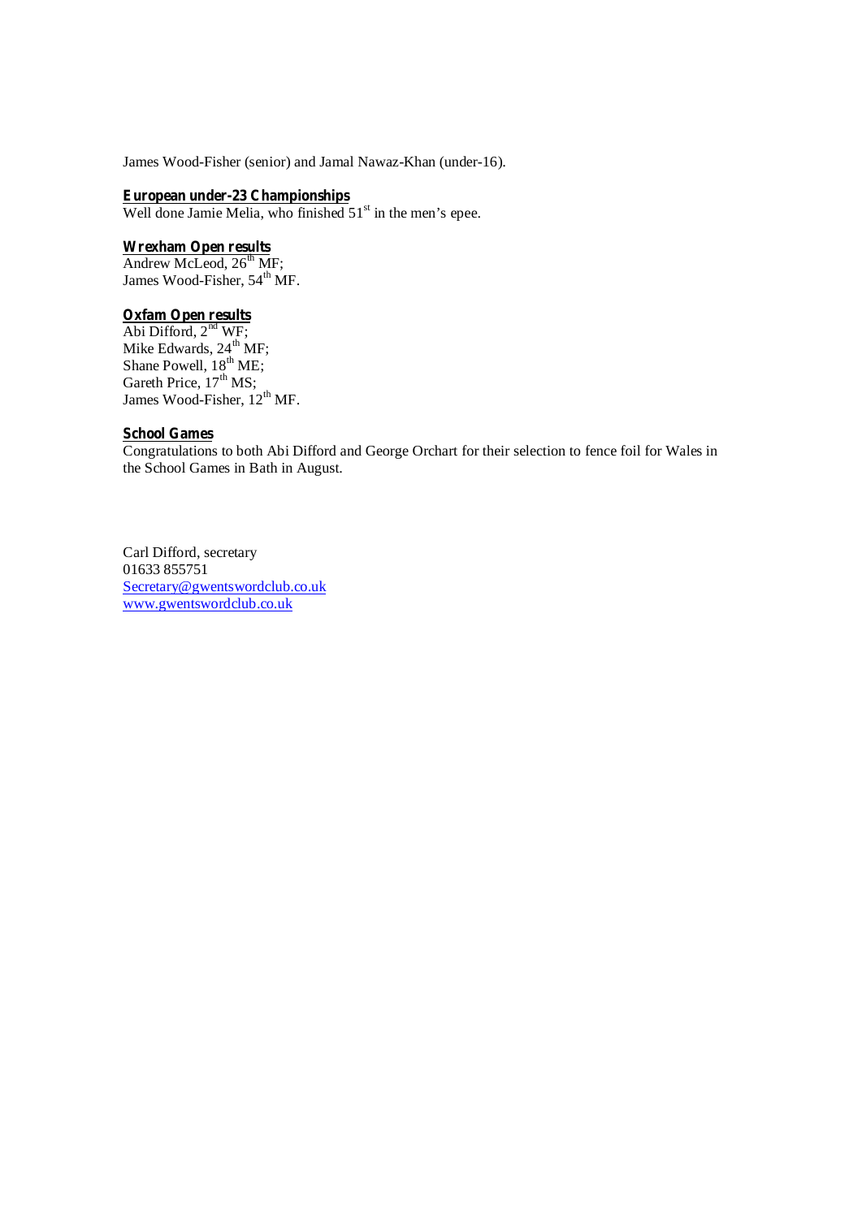James Wood-Fisher (senior) and Jamal Nawaz-Khan (under-16).

**European under-23 Championships**
Well done Jamie Melia, who finished 51st in the men's epee.

**Wrexham Open results**
Andrew McLeod, 26th MF;
James Wood-Fisher, 54th MF.

**Oxfam Open results**
Abi Difford, 2nd WF;
Mike Edwards, 24th MF;
Shane Powell, 18th ME;
Gareth Price, 17th MS;
James Wood-Fisher, 12th MF.

**School Games**
Congratulations to both Abi Difford and George Orchart for their selection to fence foil for Wales in the School Games in Bath in August.

Carl Difford, secretary
01633 855751
Secretary@gwentswordclub.co.uk
www.gwentswordclub.co.uk